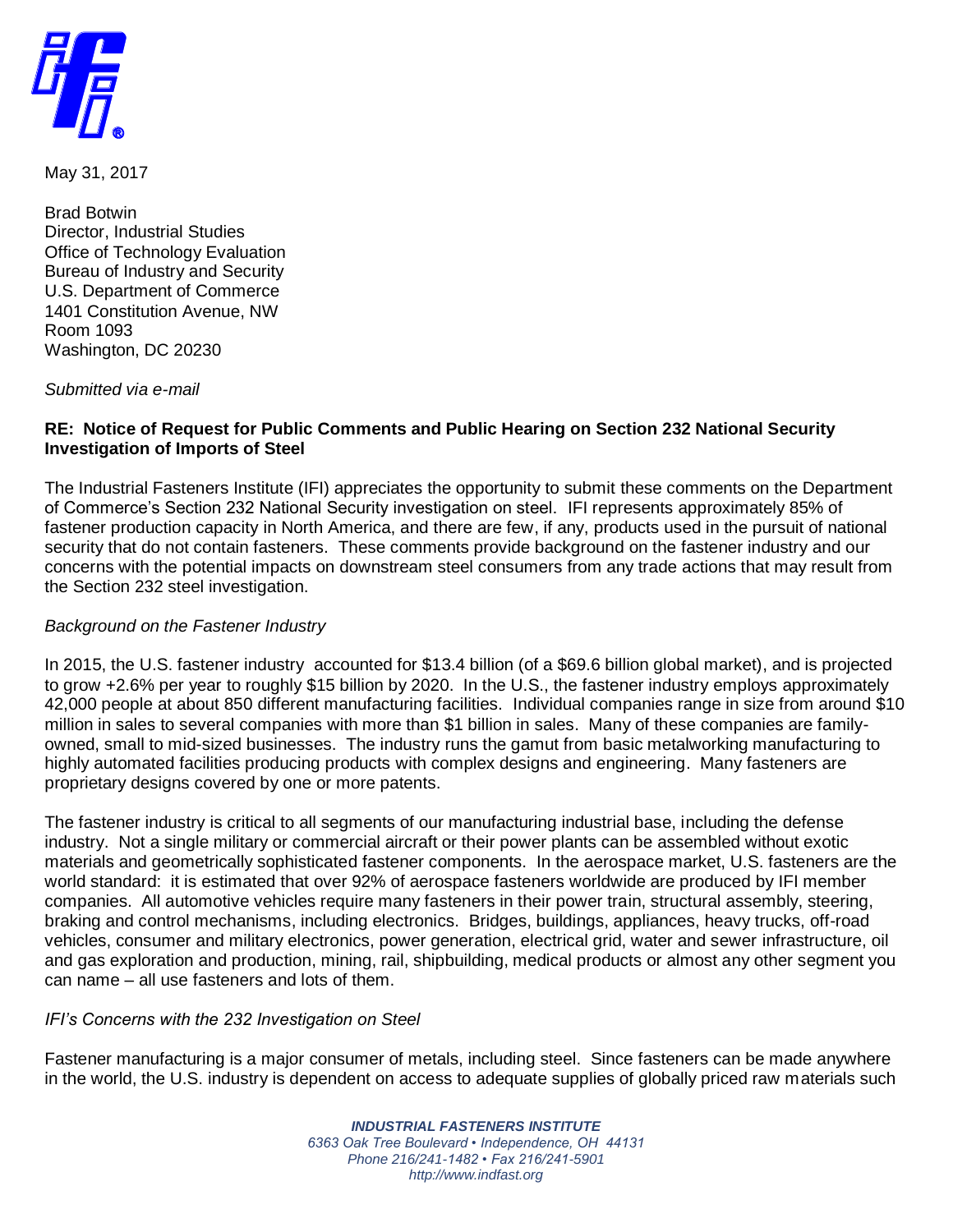May 31, 2017

Brad Botwin
Director, Industrial Studies
Office of Technology Evaluation
Bureau of Industry and Security
U.S. Department of Commerce
1401 Constitution Avenue, NW
Room 1093
Washington, DC 20230

*Submitted via e-mail*

**RE: Notice of Request for Public Comments and Public Hearing on Section 232 National Security Investigation of Imports of Steel**

The Industrial Fasteners Institute (IFI) appreciates the opportunity to submit these comments on the Department of Commerce's Section 232 National Security investigation on steel. IFI represents approximately 85% of fastener production capacity in North America, and there are few, if any, products used in the pursuit of national security that do not contain fasteners. These comments provide background on the fastener industry and our concerns with the potential impacts on downstream steel consumers from any trade actions that may result from the Section 232 steel investigation.

*Background on the Fastener Industry*

In 2015, the U.S. fastener industry accounted for $13.4 billion (of a $69.6 billion global market), and is projected to grow +2.6% per year to roughly $15 billion by 2020. In the U.S., the fastener industry employs approximately 42,000 people at about 850 different manufacturing facilities. Individual companies range in size from around $10 million in sales to several companies with more than $1 billion in sales. Many of these companies are family-owned, small to mid-sized businesses. The industry runs the gamut from basic metalworking manufacturing to highly automated facilities producing products with complex designs and engineering. Many fasteners are proprietary designs covered by one or more patents.

The fastener industry is critical to all segments of our manufacturing industrial base, including the defense industry. Not a single military or commercial aircraft or their power plants can be assembled without exotic materials and geometrically sophisticated fastener components. In the aerospace market, U.S. fasteners are the world standard: it is estimated that over 92% of aerospace fasteners worldwide are produced by IFI member companies. All automotive vehicles require many fasteners in their power train, structural assembly, steering, braking and control mechanisms, including electronics. Bridges, buildings, appliances, heavy trucks, off-road vehicles, consumer and military electronics, power generation, electrical grid, water and sewer infrastructure, oil and gas exploration and production, mining, rail, shipbuilding, medical products or almost any other segment you can name – all use fasteners and lots of them.

*IFI's Concerns with the 232 Investigation on Steel*

Fastener manufacturing is a major consumer of metals, including steel. Since fasteners can be made anywhere in the world, the U.S. industry is dependent on access to adequate supplies of globally priced raw materials such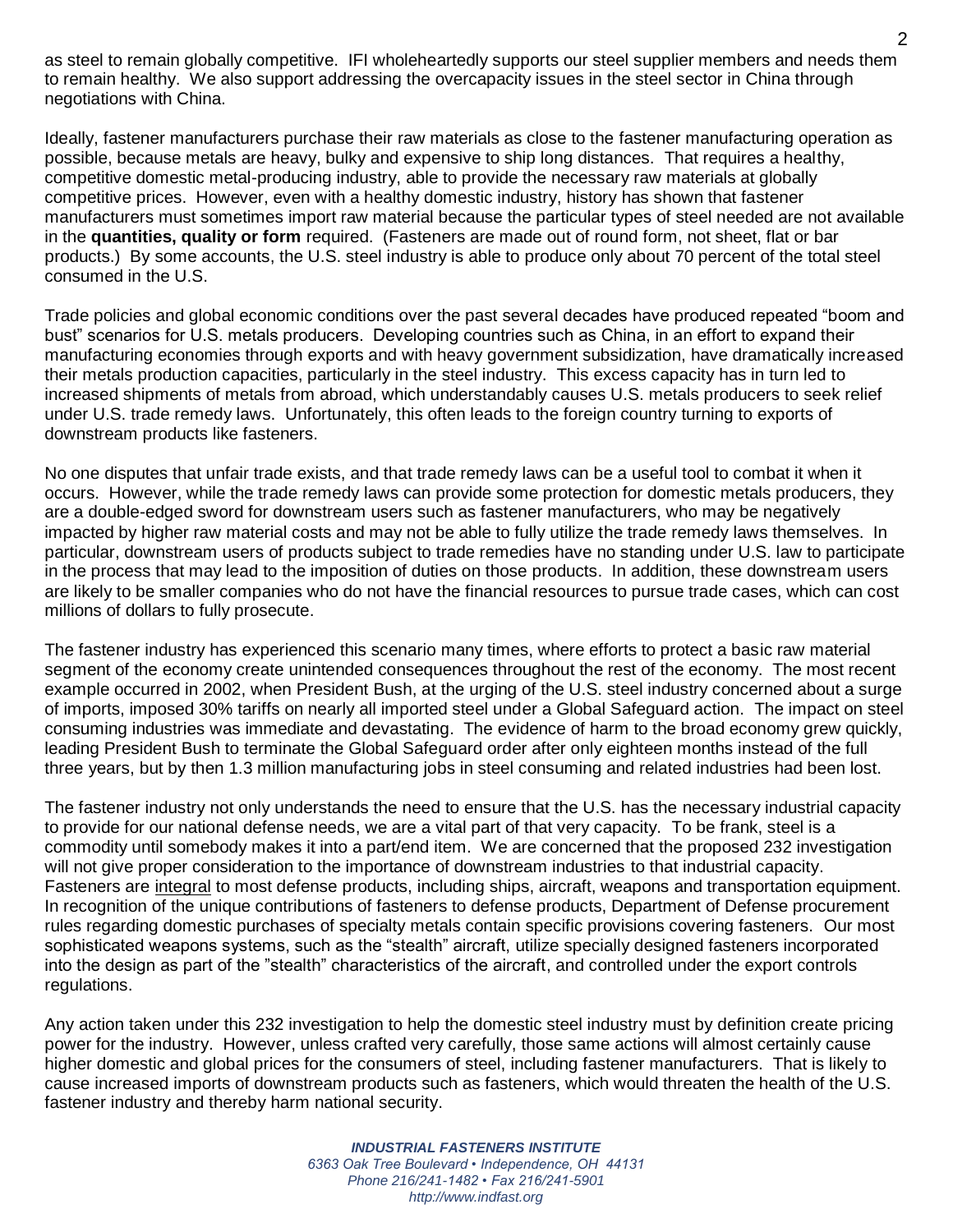as steel to remain globally competitive. IFI wholeheartedly supports our steel supplier members and needs them to remain healthy. We also support addressing the overcapacity issues in the steel sector in China through negotiations with China.

Ideally, fastener manufacturers purchase their raw materials as close to the fastener manufacturing operation as possible, because metals are heavy, bulky and expensive to ship long distances. That requires a healthy, competitive domestic metal-producing industry, able to provide the necessary raw materials at globally competitive prices. However, even with a healthy domestic industry, history has shown that fastener manufacturers must sometimes import raw material because the particular types of steel needed are not available in the **quantities, quality or form** required. (Fasteners are made out of round form, not sheet, flat or bar products.) By some accounts, the U.S. steel industry is able to produce only about 70 percent of the total steel consumed in the U.S.

Trade policies and global economic conditions over the past several decades have produced repeated "boom and bust" scenarios for U.S. metals producers. Developing countries such as China, in an effort to expand their manufacturing economies through exports and with heavy government subsidization, have dramatically increased their metals production capacities, particularly in the steel industry. This excess capacity has in turn led to increased shipments of metals from abroad, which understandably causes U.S. metals producers to seek relief under U.S. trade remedy laws. Unfortunately, this often leads to the foreign country turning to exports of downstream products like fasteners.

No one disputes that unfair trade exists, and that trade remedy laws can be a useful tool to combat it when it occurs. However, while the trade remedy laws can provide some protection for domestic metals producers, they are a double-edged sword for downstream users such as fastener manufacturers, who may be negatively impacted by higher raw material costs and may not be able to fully utilize the trade remedy laws themselves. In particular, downstream users of products subject to trade remedies have no standing under U.S. law to participate in the process that may lead to the imposition of duties on those products. In addition, these downstream users are likely to be smaller companies who do not have the financial resources to pursue trade cases, which can cost millions of dollars to fully prosecute.

The fastener industry has experienced this scenario many times, where efforts to protect a basic raw material segment of the economy create unintended consequences throughout the rest of the economy. The most recent example occurred in 2002, when President Bush, at the urging of the U.S. steel industry concerned about a surge of imports, imposed 30% tariffs on nearly all imported steel under a Global Safeguard action. The impact on steel consuming industries was immediate and devastating. The evidence of harm to the broad economy grew quickly, leading President Bush to terminate the Global Safeguard order after only eighteen months instead of the full three years, but by then 1.3 million manufacturing jobs in steel consuming and related industries had been lost.

The fastener industry not only understands the need to ensure that the U.S. has the necessary industrial capacity to provide for our national defense needs, we are a vital part of that very capacity. To be frank, steel is a commodity until somebody makes it into a part/end item. We are concerned that the proposed 232 investigation will not give proper consideration to the importance of downstream industries to that industrial capacity. Fasteners are <u>integral</u> to most defense products, including ships, aircraft, weapons and transportation equipment. In recognition of the unique contributions of fasteners to defense products, Department of Defense procurement rules regarding domestic purchases of specialty metals contain specific provisions covering fasteners. Our most sophisticated weapons systems, such as the "stealth" aircraft, utilize specially designed fasteners incorporated into the design as part of the "stealth" characteristics of the aircraft, and controlled under the export controls regulations.

Any action taken under this 232 investigation to help the domestic steel industry must by definition create pricing power for the industry. However, unless crafted very carefully, those same actions will almost certainly cause higher domestic and global prices for the consumers of steel, including fastener manufacturers. That is likely to cause increased imports of downstream products such as fasteners, which would threaten the health of the U.S. fastener industry and thereby harm national security.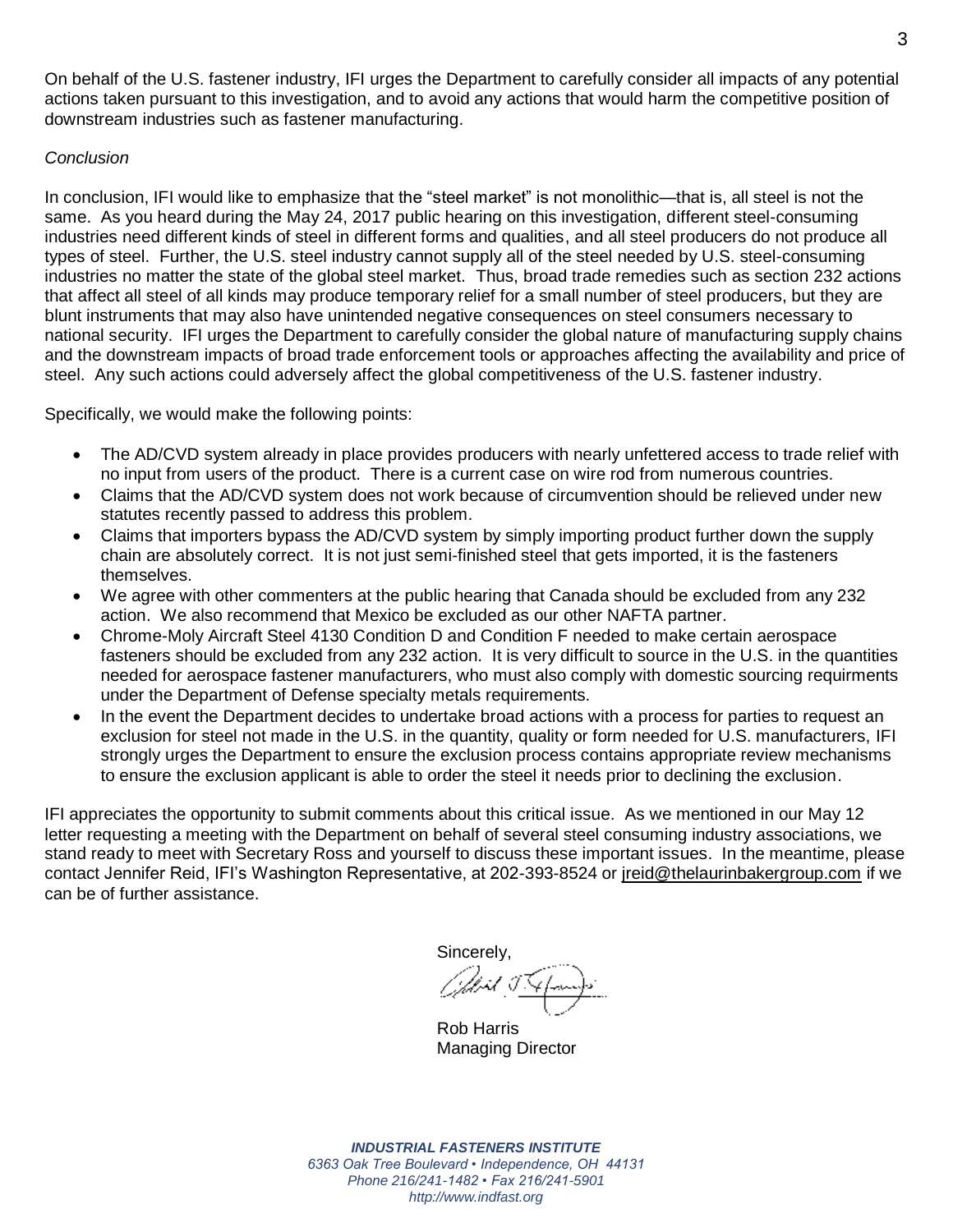On behalf of the U.S. fastener industry, IFI urges the Department to carefully consider all impacts of any potential actions taken pursuant to this investigation, and to avoid any actions that would harm the competitive position of downstream industries such as fastener manufacturing.

*Conclusion*

In conclusion, IFI would like to emphasize that the "steel market" is not monolithic—that is, all steel is not the same. As you heard during the May 24, 2017 public hearing on this investigation, different steel-consuming industries need different kinds of steel in different forms and qualities, and all steel producers do not produce all types of steel. Further, the U.S. steel industry cannot supply all of the steel needed by U.S. steel-consuming industries no matter the state of the global steel market. Thus, broad trade remedies such as section 232 actions that affect all steel of all kinds may produce temporary relief for a small number of steel producers, but they are blunt instruments that may also have unintended negative consequences on steel consumers necessary to national security. IFI urges the Department to carefully consider the global nature of manufacturing supply chains and the downstream impacts of broad trade enforcement tools or approaches affecting the availability and price of steel. Any such actions could adversely affect the global competitiveness of the U.S. fastener industry.

Specifically, we would make the following points:

- The AD/CVD system already in place provides producers with nearly unfettered access to trade relief with no input from users of the product. There is a current case on wire rod from numerous countries.
- Claims that the AD/CVD system does not work because of circumvention should be relieved under new statutes recently passed to address this problem.
- Claims that importers bypass the AD/CVD system by simply importing product further down the supply chain are absolutely correct. It is not just semi-finished steel that gets imported, it is the fasteners themselves.
- We agree with other commenters at the public hearing that Canada should be excluded from any 232 action. We also recommend that Mexico be excluded as our other NAFTA partner.
- Chrome-Moly Aircraft Steel 4130 Condition D and Condition F needed to make certain aerospace fasteners should be excluded from any 232 action. It is very difficult to source in the U.S. in the quantities needed for aerospace fastener manufacturers, who must also comply with domestic sourcing requirments under the Department of Defense specialty metals requirements.
- In the event the Department decides to undertake broad actions with a process for parties to request an exclusion for steel not made in the U.S. in the quantity, quality or form needed for U.S. manufacturers, IFI strongly urges the Department to ensure the exclusion process contains appropriate review mechanisms to ensure the exclusion applicant is able to order the steel it needs prior to declining the exclusion.

IFI appreciates the opportunity to submit comments about this critical issue. As we mentioned in our May 12 letter requesting a meeting with the Department on behalf of several steel consuming industry associations, we stand ready to meet with Secretary Ross and yourself to discuss these important issues. In the meantime, please contact Jennifer Reid, IFI's Washington Representative, at 202-393-8524 or jreid@thelaurinbakergroup.com if we can be of further assistance.

Sincerely,

Rob Harris
Managing Director

***INDUSTRIAL FASTENERS INSTITUTE***
*6363 Oak Tree Boulevard • Independence, OH 44131*
*Phone 216/241-1482 • Fax 216/241-5901*
*http://www.indfast.org*